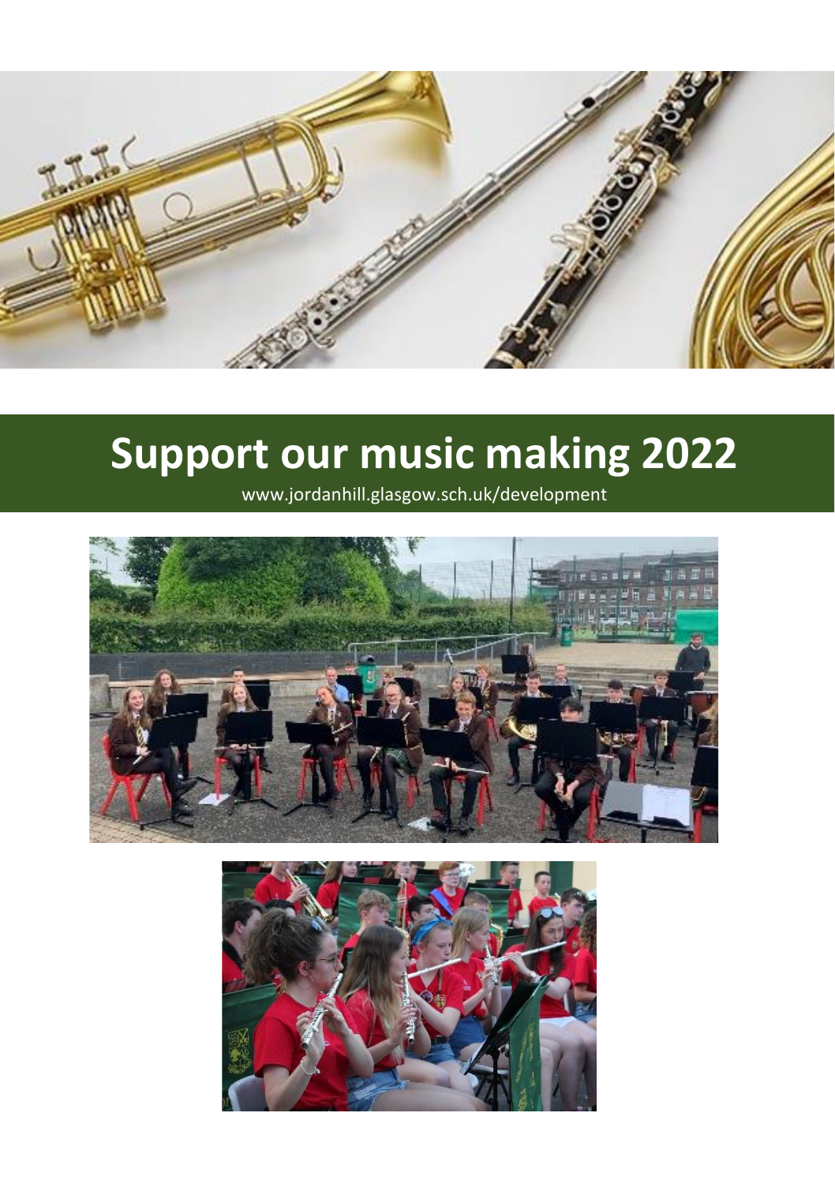# Support our music making 2022

www.jordanhill.glasgow.sch.uk/development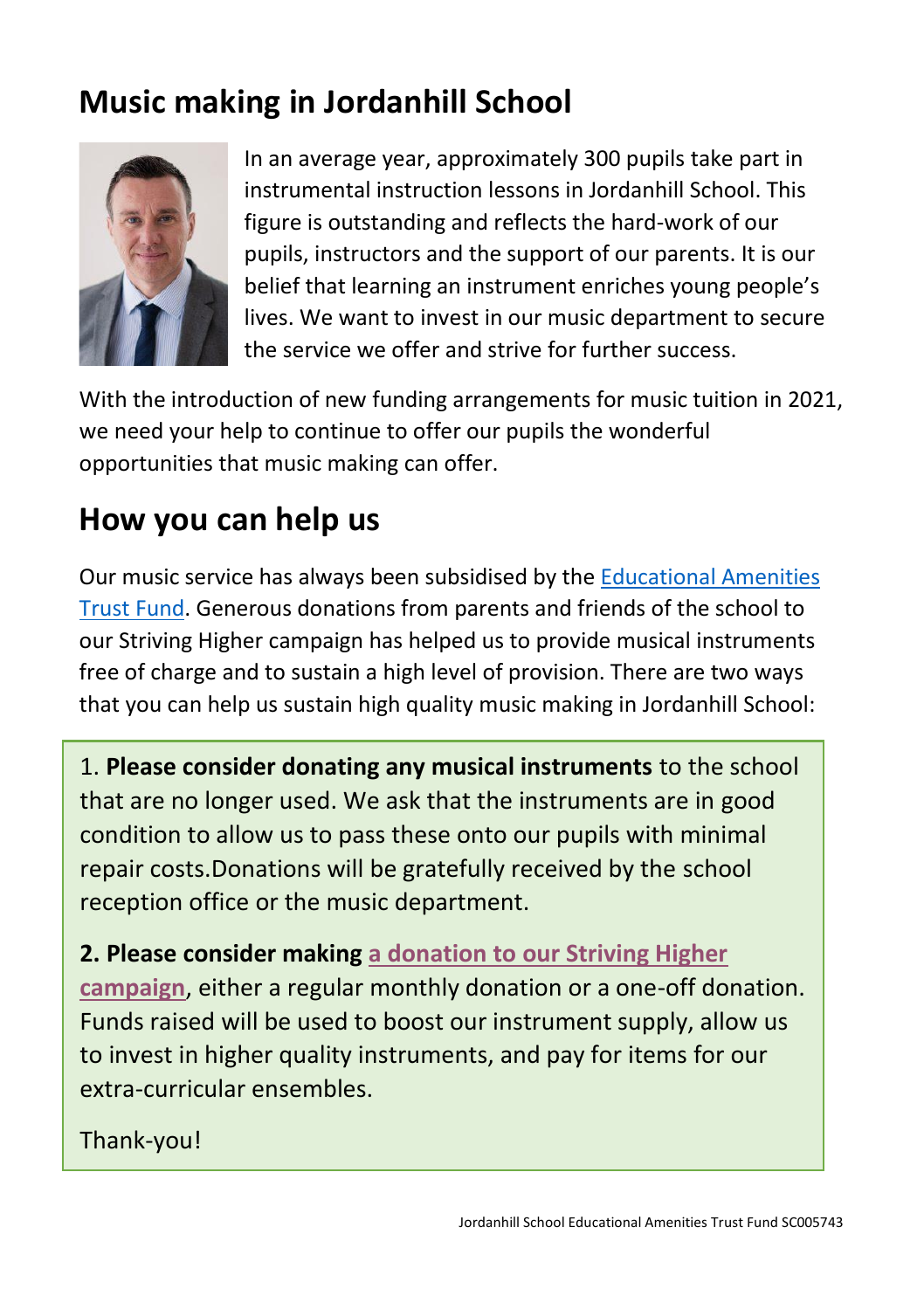## Music making in Jordanhill School

In an average year, approximately 300 pupils take part in instrumental instruction lessons in Jordanhill School. This figure is outstanding and reflects the hard-work of our pupils, instructors and the support of our parents. It is our belief that learning an instrument enriches young people's lives. We want to invest in our music department to secure the service we offer and strive for further success.

With the introduction of new funding arrangements for music tuition in 2021, we need your help to continue to offer our pupils the wonderful opportunities that music making can offer.

## How you can help us

Our music service has always been subsidised by the Educational Amenities Trust Fund. Generous donations from parents and friends of the school to our Striving Higher campaign has helped us to provide musical instruments free of charge and to sustain a high level of provision. There are two ways that you can help us sustain high quality music making in Jordanhill School:

1. **Please consider donating any musical instruments** to the school that are no longer used. We ask that the instruments are in good condition to allow us to pass these onto our pupils with minimal repair costs.Donations will be gratefully received by the school reception office or the music department.

2. **Please consider making a donation to our Striving Higher campaign**, either a regular monthly donation or a one-off donation. Funds raised will be used to boost our instrument supply, allow us to invest in higher quality instruments, and pay for items for our extra-curricular ensembles.

Thank-you!

Jordanhill School Educational Amenities Trust Fund SC005743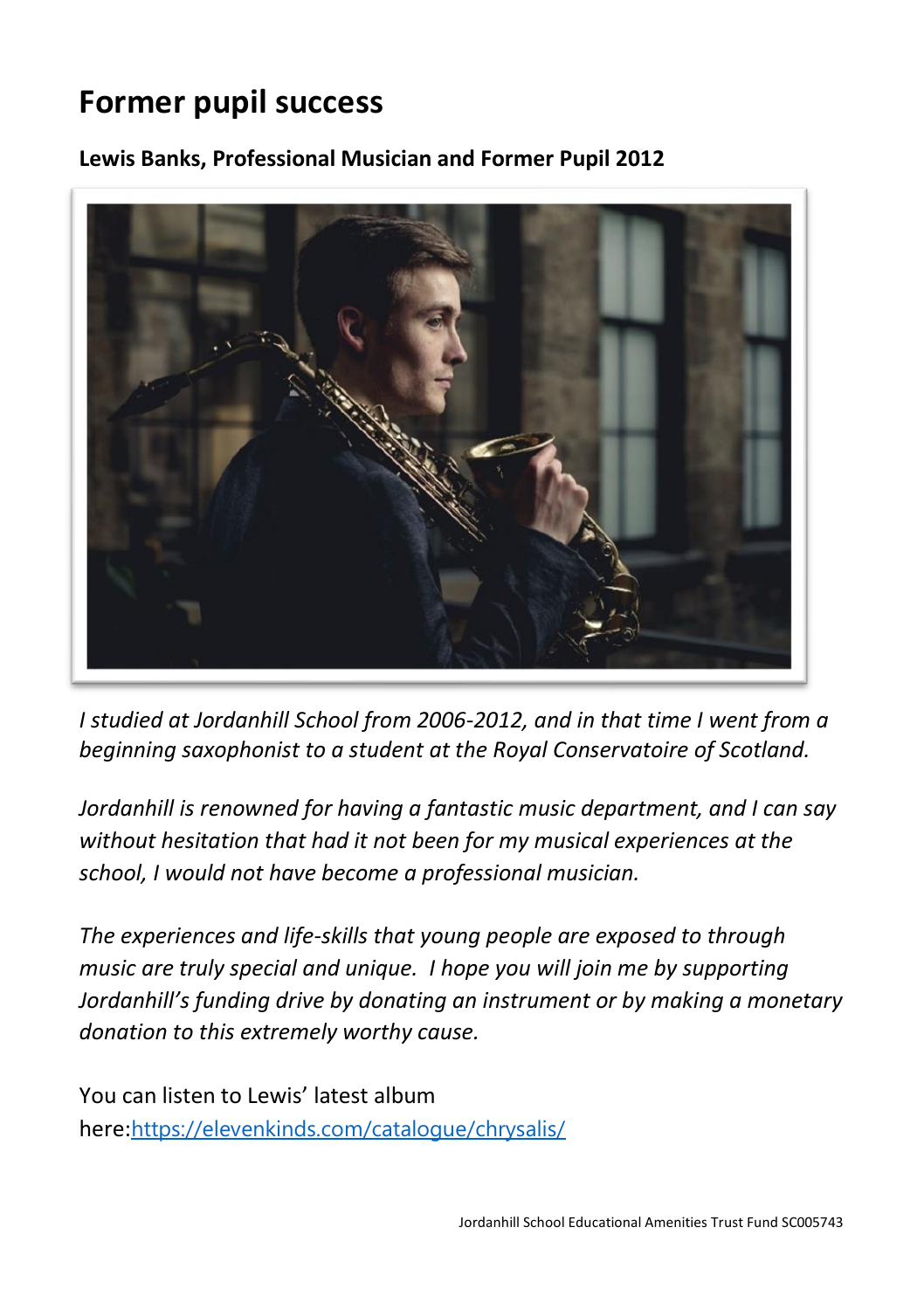# Former pupil success

**Lewis Banks, Professional Musician and Former Pupil 2012**

*I studied at Jordanhill School from 2006-2012, and in that time I went from a beginning saxophonist to a student at the Royal Conservatoire of Scotland.*

*Jordanhill is renowned for having a fantastic music department, and I can say without hesitation that had it not been for my musical experiences at the school, I would not have become a professional musician.*

*The experiences and life-skills that young people are exposed to through music are truly special and unique. I hope you will join me by supporting Jordanhill's funding drive by donating an instrument or by making a monetary donation to this extremely worthy cause.*

You can listen to Lewis' latest album here:[https://elevenkinds.com/catalogue/chrysalis/](https://elevenkinds.com/catalogue/chrysalis/)

Jordanhill School Educational Amenities Trust Fund SC005743